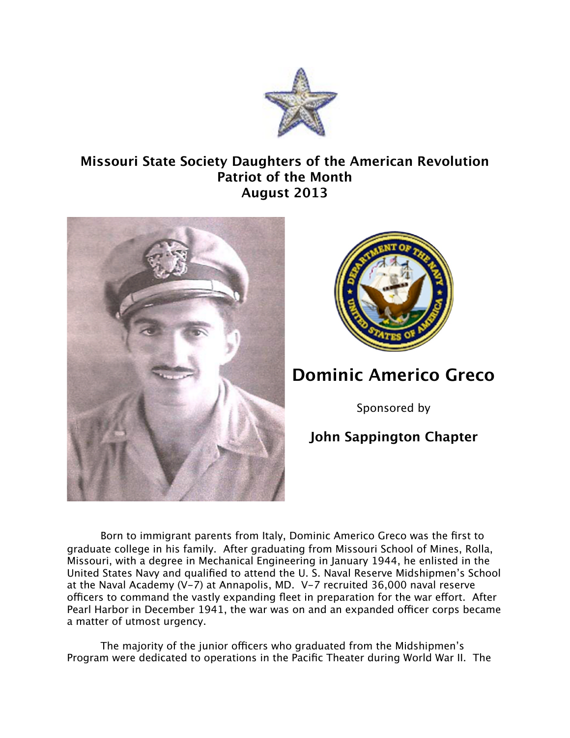# Missouri State Society Daughters of the American Revolution
## Patriot of the Month
## August 2013

# Dominic Americo Greco

Sponsored by

**John Sappington Chapter**

Born to immigrant parents from Italy, Dominic Americo Greco was the first to graduate college in his family. After graduating from Missouri School of Mines, Rolla, Missouri, with a degree in Mechanical Engineering in January 1944, he enlisted in the United States Navy and qualified to attend the U. S. Naval Reserve Midshipmen's School at the Naval Academy (V-7) at Annapolis, MD. V-7 recruited 36,000 naval reserve officers to command the vastly expanding fleet in preparation for the war effort. After Pearl Harbor in December 1941, the war was on and an expanded officer corps became a matter of utmost urgency.

The majority of the junior officers who graduated from the Midshipmen's Program were dedicated to operations in the Pacific Theater during World War II. The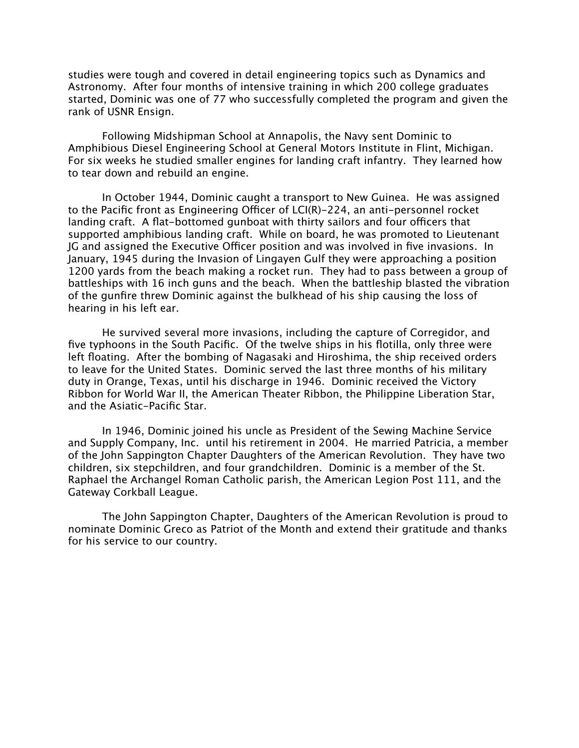studies were tough and covered in detail engineering topics such as Dynamics and Astronomy. After four months of intensive training in which 200 college graduates started, Dominic was one of 77 who successfully completed the program and given the rank of USNR Ensign.

Following Midshipman School at Annapolis, the Navy sent Dominic to Amphibious Diesel Engineering School at General Motors Institute in Flint, Michigan. For six weeks he studied smaller engines for landing craft infantry. They learned how to tear down and rebuild an engine.

In October 1944, Dominic caught a transport to New Guinea. He was assigned to the Pacific front as Engineering Officer of LCI(R)-224, an anti-personnel rocket landing craft. A flat-bottomed gunboat with thirty sailors and four officers that supported amphibious landing craft. While on board, he was promoted to Lieutenant JG and assigned the Executive Officer position and was involved in five invasions. In January, 1945 during the Invasion of Lingayen Gulf they were approaching a position 1200 yards from the beach making a rocket run. They had to pass between a group of battleships with 16 inch guns and the beach. When the battleship blasted the vibration of the gunfire threw Dominic against the bulkhead of his ship causing the loss of hearing in his left ear.

He survived several more invasions, including the capture of Corregidor, and five typhoons in the South Pacific. Of the twelve ships in his flotilla, only three were left floating. After the bombing of Nagasaki and Hiroshima, the ship received orders to leave for the United States. Dominic served the last three months of his military duty in Orange, Texas, until his discharge in 1946. Dominic received the Victory Ribbon for World War II, the American Theater Ribbon, the Philippine Liberation Star, and the Asiatic-Pacific Star.

In 1946, Dominic joined his uncle as President of the Sewing Machine Service and Supply Company, Inc. until his retirement in 2004. He married Patricia, a member of the John Sappington Chapter Daughters of the American Revolution. They have two children, six stepchildren, and four grandchildren. Dominic is a member of the St. Raphael the Archangel Roman Catholic parish, the American Legion Post 111, and the Gateway Corkball League.

The John Sappington Chapter, Daughters of the American Revolution is proud to nominate Dominic Greco as Patriot of the Month and extend their gratitude and thanks for his service to our country.